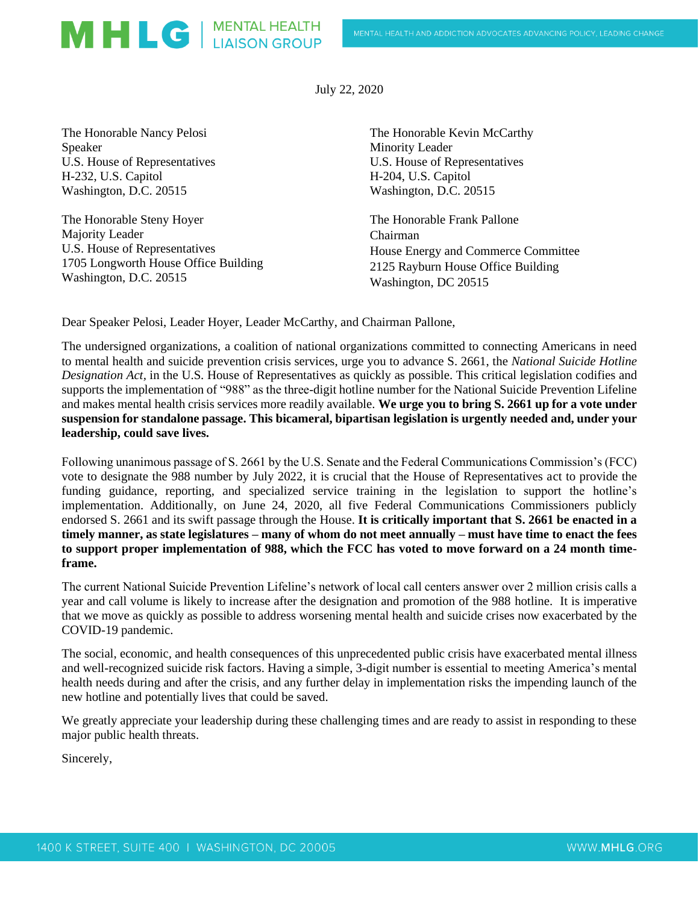**MHLG** | MENTAL HEALTH LIAISON GROUP

MENTAL HEALTH AND ADDICTION ADVOCATES ADVANCING POLICY, LEADING CHANGE

July 22, 2020

The Honorable Nancy Pelosi
Speaker
U.S. House of Representatives
H-232, U.S. Capitol
Washington, D.C. 20515

The Honorable Kevin McCarthy
Minority Leader
U.S. House of Representatives
H-204, U.S. Capitol
Washington, D.C. 20515

The Honorable Steny Hoyer
Majority Leader
U.S. House of Representatives
1705 Longworth House Office Building
Washington, D.C. 20515

The Honorable Frank Pallone
Chairman
House Energy and Commerce Committee
2125 Rayburn House Office Building
Washington, DC 20515

Dear Speaker Pelosi, Leader Hoyer, Leader McCarthy, and Chairman Pallone,

The undersigned organizations, a coalition of national organizations committed to connecting Americans in need to mental health and suicide prevention crisis services, urge you to advance S. 2661, the *National Suicide Hotline Designation Act*, in the U.S. House of Representatives as quickly as possible. This critical legislation codifies and supports the implementation of "988" as the three-digit hotline number for the National Suicide Prevention Lifeline and makes mental health crisis services more readily available. **We urge you to bring S. 2661 up for a vote under suspension for standalone passage. This bicameral, bipartisan legislation is urgently needed and, under your leadership, could save lives.**

Following unanimous passage of S. 2661 by the U.S. Senate and the Federal Communications Commission's (FCC) vote to designate the 988 number by July 2022, it is crucial that the House of Representatives act to provide the funding guidance, reporting, and specialized service training in the legislation to support the hotline's implementation. Additionally, on June 24, 2020, all five Federal Communications Commissioners publicly endorsed S. 2661 and its swift passage through the House. **It is critically important that S. 2661 be enacted in a timely manner, as state legislatures – many of whom do not meet annually – must have time to enact the fees to support proper implementation of 988, which the FCC has voted to move forward on a 24 month time-frame.**

The current National Suicide Prevention Lifeline's network of local call centers answer over 2 million crisis calls a year and call volume is likely to increase after the designation and promotion of the 988 hotline. It is imperative that we move as quickly as possible to address worsening mental health and suicide crises now exacerbated by the COVID-19 pandemic.

The social, economic, and health consequences of this unprecedented public crisis have exacerbated mental illness and well-recognized suicide risk factors. Having a simple, 3-digit number is essential to meeting America's mental health needs during and after the crisis, and any further delay in implementation risks the impending launch of the new hotline and potentially lives that could be saved.

We greatly appreciate your leadership during these challenging times and are ready to assist in responding to these major public health threats.

Sincerely,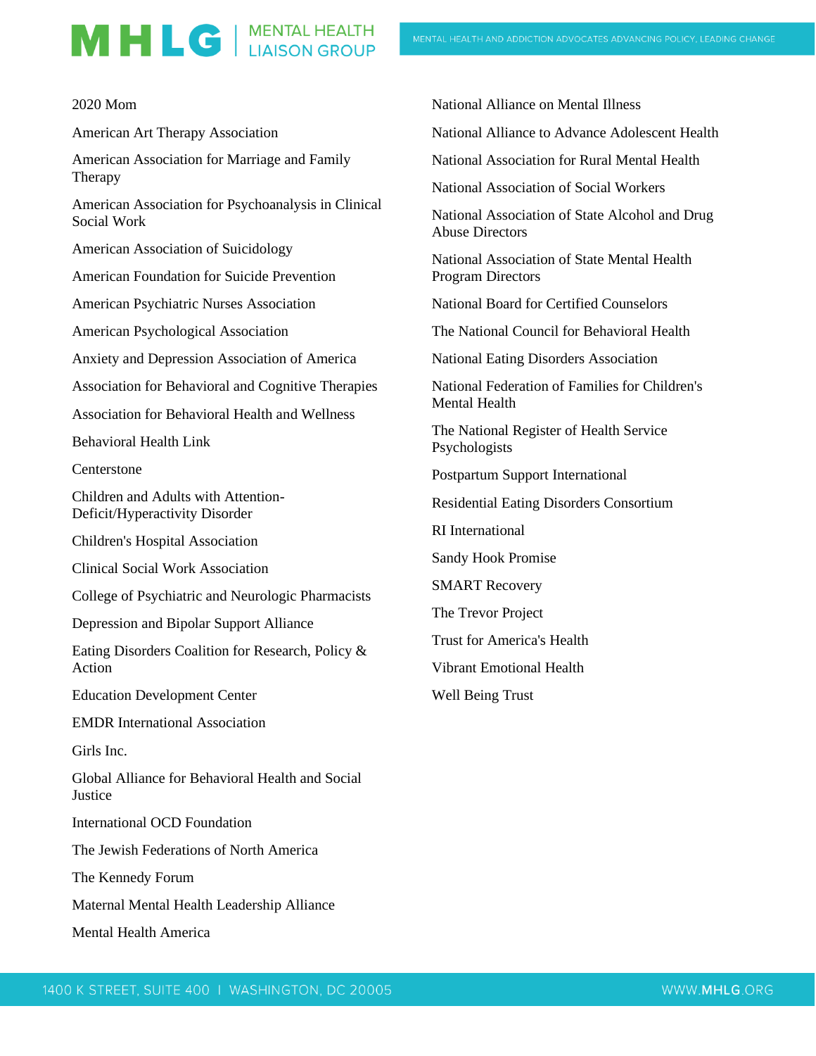2020 Mom

American Art Therapy Association

American Association for Marriage and Family Therapy

American Association for Psychoanalysis in Clinical Social Work

American Association of Suicidology

American Foundation for Suicide Prevention

American Psychiatric Nurses Association

American Psychological Association

Anxiety and Depression Association of America

Association for Behavioral and Cognitive Therapies

Association for Behavioral Health and Wellness

Behavioral Health Link

Centerstone

Children and Adults with Attention-Deficit/Hyperactivity Disorder

Children's Hospital Association

Clinical Social Work Association

College of Psychiatric and Neurologic Pharmacists

Depression and Bipolar Support Alliance

Eating Disorders Coalition for Research, Policy & Action

Education Development Center

EMDR International Association

Girls Inc.

Global Alliance for Behavioral Health and Social Justice

International OCD Foundation

The Jewish Federations of North America

The Kennedy Forum

Maternal Mental Health Leadership Alliance

Mental Health America

National Alliance on Mental Illness

National Alliance to Advance Adolescent Health

National Association for Rural Mental Health

National Association of Social Workers

National Association of State Alcohol and Drug Abuse Directors

National Association of State Mental Health Program Directors

National Board for Certified Counselors

The National Council for Behavioral Health

National Eating Disorders Association

National Federation of Families for Children's Mental Health

The National Register of Health Service Psychologists

Postpartum Support International

Residential Eating Disorders Consortium

RI International

Sandy Hook Promise

SMART Recovery

The Trevor Project

Trust for America's Health

Vibrant Emotional Health

Well Being Trust